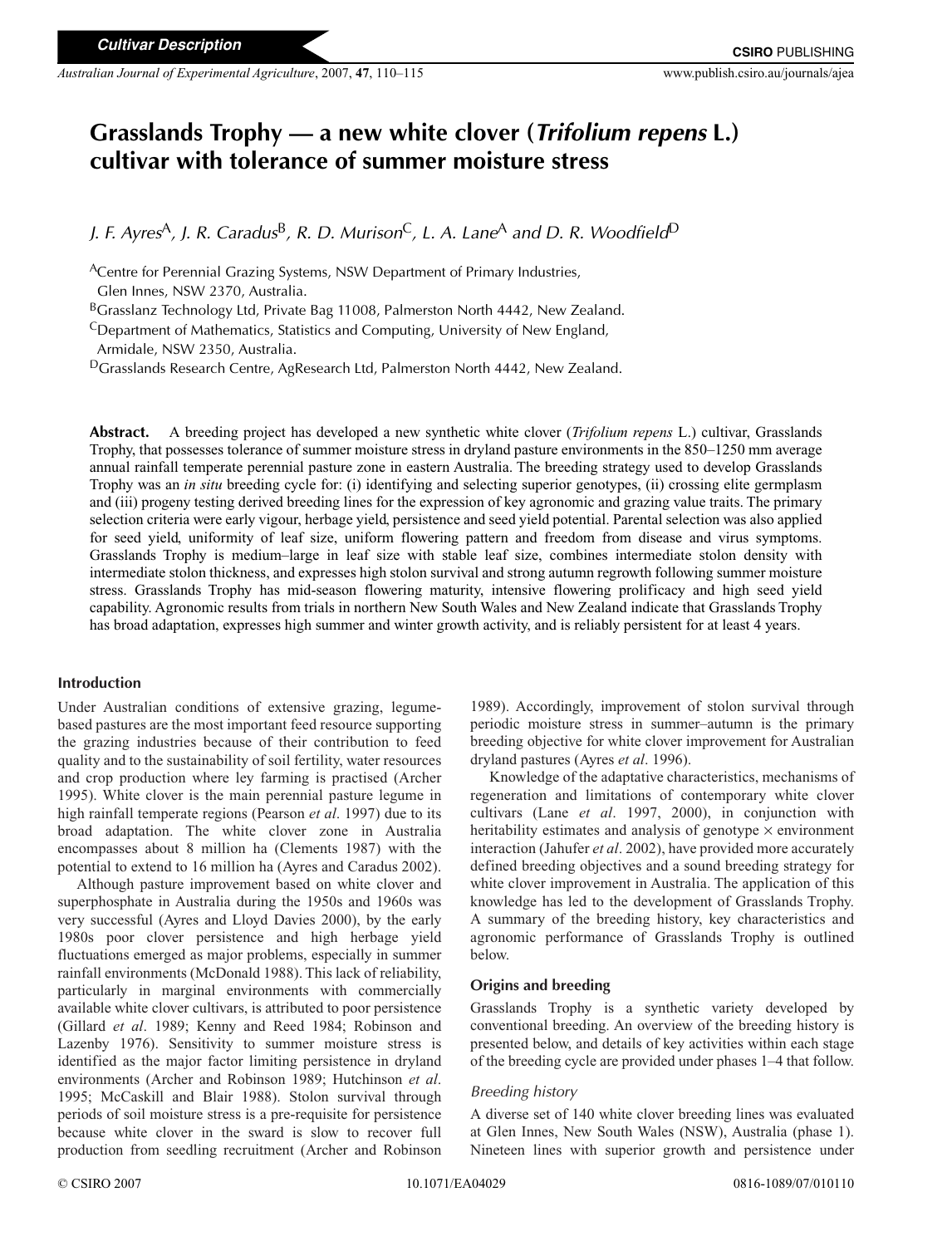# Grasslands Trophy — a new white clover (*Trifolium repens* L.) cultivar with tolerance of summer moisture stress

*J. F. Ayres*[A], *J. R. Caradus*[B], *R. D. Murison*[C], *L. A. Lane*[A] *and D. R. Woodfield*[D]

[A]Centre for Perennial Grazing Systems, NSW Department of Primary Industries, Glen Innes, NSW 2370, Australia.
[B]Grasslanz Technology Ltd, Private Bag 11008, Palmerston North 4442, New Zealand.
[C]Department of Mathematics, Statistics and Computing, University of New England, Armidale, NSW 2350, Australia.
[D]Grasslands Research Centre, AgResearch Ltd, Palmerston North 4442, New Zealand.

**Abstract.** A breeding project has developed a new synthetic white clover (*Trifolium repens* L.) cultivar, Grasslands Trophy, that possesses tolerance of summer moisture stress in dryland pasture environments in the 850–1250 mm average annual rainfall temperate perennial pasture zone in eastern Australia. The breeding strategy used to develop Grasslands Trophy was an *in situ* breeding cycle for: (i) identifying and selecting superior genotypes, (ii) crossing elite germplasm and (iii) progeny testing derived breeding lines for the expression of key agronomic and grazing value traits. The primary selection criteria were early vigour, herbage yield, persistence and seed yield potential. Parental selection was also applied for seed yield, uniformity of leaf size, uniform flowering pattern and freedom from disease and virus symptoms. Grasslands Trophy is medium–large in leaf size with stable leaf size, combines intermediate stolon density with intermediate stolon thickness, and expresses high stolon survival and strong autumn regrowth following summer moisture stress. Grasslands Trophy has mid-season flowering maturity, intensive flowering prolificacy and high seed yield capability. Agronomic results from trials in northern New South Wales and New Zealand indicate that Grasslands Trophy has broad adaptation, expresses high summer and winter growth activity, and is reliably persistent for at least 4 years.

## Introduction

Under Australian conditions of extensive grazing, legume-based pastures are the most important feed resource supporting the grazing industries because of their contribution to feed quality and to the sustainability of soil fertility, water resources and crop production where ley farming is practised (Archer 1995). White clover is the main perennial pasture legume in high rainfall temperate regions (Pearson *et al*. 1997) due to its broad adaptation. The white clover zone in Australia encompasses about 8 million ha (Clements 1987) with the potential to extend to 16 million ha (Ayres and Caradus 2002).

Although pasture improvement based on white clover and superphosphate in Australia during the 1950s and 1960s was very successful (Ayres and Lloyd Davies 2000), by the early 1980s poor clover persistence and high herbage yield fluctuations emerged as major problems, especially in summer rainfall environments (McDonald 1988). This lack of reliability, particularly in marginal environments with commercially available white clover cultivars, is attributed to poor persistence (Gillard *et al*. 1989; Kenny and Reed 1984; Robinson and Lazenby 1976). Sensitivity to summer moisture stress is identified as the major factor limiting persistence in dryland environments (Archer and Robinson 1989; Hutchinson *et al*. 1995; McCaskill and Blair 1988). Stolon survival through periods of soil moisture stress is a pre-requisite for persistence because white clover in the sward is slow to recover full production from seedling recruitment (Archer and Robinson 1989). Accordingly, improvement of stolon survival through periodic moisture stress in summer–autumn is the primary breeding objective for white clover improvement for Australian dryland pastures (Ayres *et al*. 1996).

Knowledge of the adaptative characteristics, mechanisms of regeneration and limitations of contemporary white clover cultivars (Lane *et al*. 1997, 2000), in conjunction with heritability estimates and analysis of genotype × environment interaction (Jahufer *et al*. 2002), have provided more accurately defined breeding objectives and a sound breeding strategy for white clover improvement in Australia. The application of this knowledge has led to the development of Grasslands Trophy. A summary of the breeding history, key characteristics and agronomic performance of Grasslands Trophy is outlined below.

## Origins and breeding

Grasslands Trophy is a synthetic variety developed by conventional breeding. An overview of the breeding history is presented below, and details of key activities within each stage of the breeding cycle are provided under phases 1–4 that follow.

### *Breeding history*

A diverse set of 140 white clover breeding lines was evaluated at Glen Innes, New South Wales (NSW), Australia (phase 1). Nineteen lines with superior growth and persistence under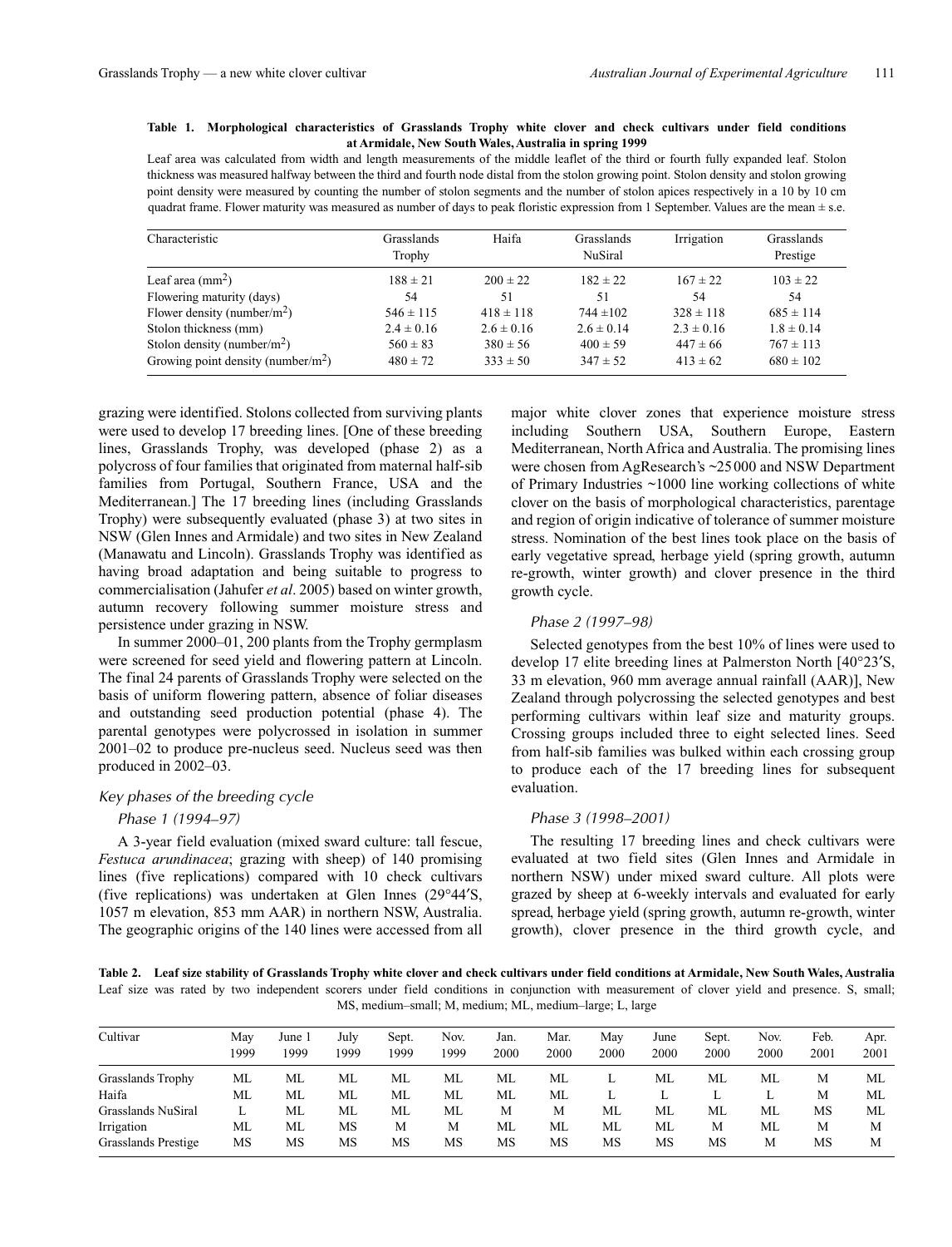**Table 1. Morphological characteristics of Grasslands Trophy white clover and check cultivars under field conditions at Armidale, New South Wales, Australia in spring 1999**

Leaf area was calculated from width and length measurements of the middle leaflet of the third or fourth fully expanded leaf. Stolon thickness was measured halfway between the third and fourth node distal from the stolon growing point. Stolon density and stolon growing point density were measured by counting the number of stolon segments and the number of stolon apices respectively in a 10 by 10 cm quadrat frame. Flower maturity was measured as number of days to peak floristic expression from 1 September. Values are the mean ± s.e.

| Characteristic | Grasslands Trophy | Haifa | Grasslands NuSiral | Irrigation | Grasslands Prestige |
|---|---|---|---|---|---|
| Leaf area (mm$^2$) | 188 ± 21 | 200 ± 22 | 182 ± 22 | 167 ± 22 | 103 ± 22 |
| Flowering maturity (days) | 54 | 51 | 51 | 54 | 54 |
| Flower density (number/m$^2$) | 546 ± 115 | 418 ± 118 | 744 ±102 | 328 ± 118 | 685 ± 114 |
| Stolon thickness (mm) | 2.4 ± 0.16 | 2.6 ± 0.16 | 2.6 ± 0.14 | 2.3 ± 0.16 | 1.8 ± 0.14 |
| Stolon density (number/m$^2$) | 560 ± 83 | 380 ± 56 | 400 ± 59 | 447 ± 66 | 767 ± 113 |
| Growing point density (number/m$^2$) | 480 ± 72 | 333 ± 50 | 347 ± 52 | 413 ± 62 | 680 ± 102 |

grazing were identified. Stolons collected from surviving plants were used to develop 17 breeding lines. [One of these breeding lines, Grasslands Trophy, was developed (phase 2) as a polycross of four families that originated from maternal half-sib families from Portugal, Southern France, USA and the Mediterranean.] The 17 breeding lines (including Grasslands Trophy) were subsequently evaluated (phase 3) at two sites in NSW (Glen Innes and Armidale) and two sites in New Zealand (Manawatu and Lincoln). Grasslands Trophy was identified as having broad adaptation and being suitable to progress to commercialisation (Jahufer *et al*. 2005) based on winter growth, autumn recovery following summer moisture stress and persistence under grazing in NSW.

In summer 2000–01, 200 plants from the Trophy germplasm were screened for seed yield and flowering pattern at Lincoln. The final 24 parents of Grasslands Trophy were selected on the basis of uniform flowering pattern, absence of foliar diseases and outstanding seed production potential (phase 4). The parental genotypes were polycrossed in isolation in summer 2001–02 to produce pre-nucleus seed. Nucleus seed was then produced in 2002–03.

## *Key phases of the breeding cycle*

### *Phase 1 (1994–97)*

A 3-year field evaluation (mixed sward culture: tall fescue, *Festuca arundinacea*; grazing with sheep) of 140 promising lines (five replications) compared with 10 check cultivars (five replications) was undertaken at Glen Innes (29°44′S, 1057 m elevation, 853 mm AAR) in northern NSW, Australia. The geographic origins of the 140 lines were accessed from all major white clover zones that experience moisture stress including Southern USA, Southern Europe, Eastern Mediterranean, North Africa and Australia. The promising lines were chosen from AgResearch's ~25 000 and NSW Department of Primary Industries ~1000 line working collections of white clover on the basis of morphological characteristics, parentage and region of origin indicative of tolerance of summer moisture stress. Nomination of the best lines took place on the basis of early vegetative spread, herbage yield (spring growth, autumn re-growth, winter growth) and clover presence in the third growth cycle.

### *Phase 2 (1997–98)*

Selected genotypes from the best 10% of lines were used to develop 17 elite breeding lines at Palmerston North [40°23′S, 33 m elevation, 960 mm average annual rainfall (AAR)], New Zealand through polycrossing the selected genotypes and best performing cultivars within leaf size and maturity groups. Crossing groups included three to eight selected lines. Seed from half-sib families was bulked within each crossing group to produce each of the 17 breeding lines for subsequent evaluation.

### *Phase 3 (1998–2001)*

The resulting 17 breeding lines and check cultivars were evaluated at two field sites (Glen Innes and Armidale in northern NSW) under mixed sward culture. All plots were grazed by sheep at 6-weekly intervals and evaluated for early spread, herbage yield (spring growth, autumn re-growth, winter growth), clover presence in the third growth cycle, and

**Table 2. Leaf size stability of Grasslands Trophy white clover and check cultivars under field conditions at Armidale, New South Wales, Australia**

Leaf size was rated by two independent scorers under field conditions in conjunction with measurement of clover yield and presence. S, small; MS, medium–small; M, medium; ML, medium–large; L, large

| Cultivar | May 1999 | June 1 1999 | July 1999 | Sept. 1999 | Nov. 1999 | Jan. 2000 | Mar. 2000 | May 2000 | June 2000 | Sept. 2000 | Nov. 2000 | Feb. 2001 | Apr. 2001 |
|---|---|---|---|---|---|---|---|---|---|---|---|---|---|
| Grasslands Trophy | ML | ML | ML | ML | ML | ML | ML | L | ML | ML | ML | M | ML |
| Haifa | ML | ML | ML | ML | ML | ML | ML | L | L | L | L | M | ML |
| Grasslands NuSiral | L | ML | ML | ML | ML | M | M | ML | ML | ML | ML | MS | ML |
| Irrigation | ML | ML | MS | M | M | ML | ML | ML | ML | M | ML | M | M |
| Grasslands Prestige | MS | MS | MS | MS | MS | MS | MS | MS | MS | MS | M | MS | M |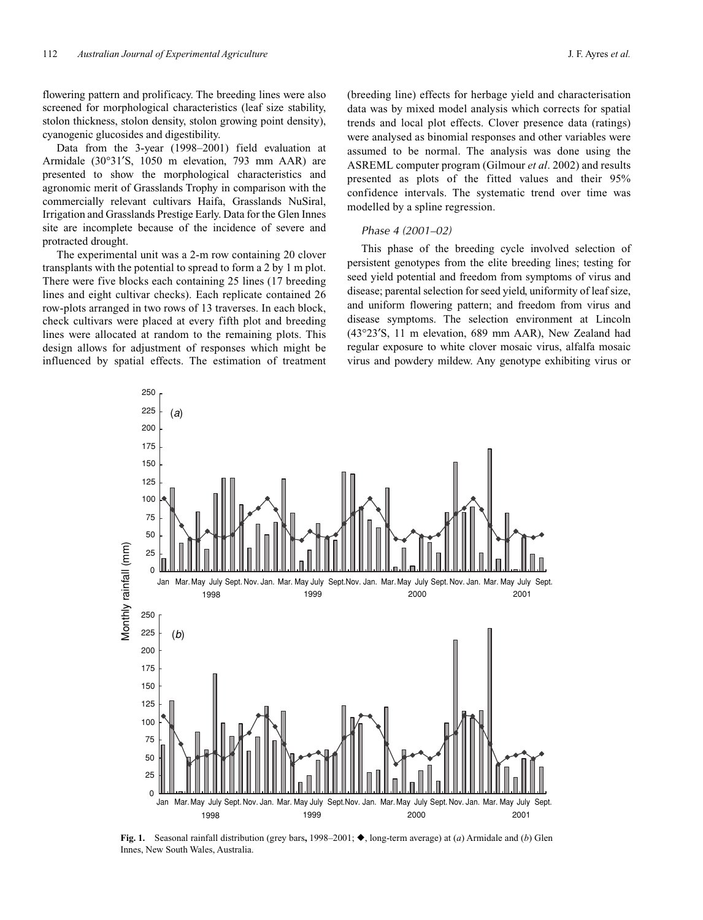flowering pattern and prolificacy. The breeding lines were also screened for morphological characteristics (leaf size stability, stolon thickness, stolon density, stolon growing point density), cyanogenic glucosides and digestibility.

Data from the 3-year (1998–2001) field evaluation at Armidale (30°31′S, 1050 m elevation, 793 mm AAR) are presented to show the morphological characteristics and agronomic merit of Grasslands Trophy in comparison with the commercially relevant cultivars Haifa, Grasslands NuSiral, Irrigation and Grasslands Prestige Early. Data for the Glen Innes site are incomplete because of the incidence of severe and protracted drought.

The experimental unit was a 2-m row containing 20 clover transplants with the potential to spread to form a 2 by 1 m plot. There were five blocks each containing 25 lines (17 breeding lines and eight cultivar checks). Each replicate contained 26 row-plots arranged in two rows of 13 traverses. In each block, check cultivars were placed at every fifth plot and breeding lines were allocated at random to the remaining plots. This design allows for adjustment of responses which might be influenced by spatial effects. The estimation of treatment (breeding line) effects for herbage yield and characterisation data was by mixed model analysis which corrects for spatial trends and local plot effects. Clover presence data (ratings) were analysed as binomial responses and other variables were assumed to be normal. The analysis was done using the ASREML computer program (Gilmour *et al*. 2002) and results presented as plots of the fitted values and their 95% confidence intervals. The systematic trend over time was modelled by a spline regression.

### *Phase 4 (2001–02)*

This phase of the breeding cycle involved selection of persistent genotypes from the elite breeding lines; testing for seed yield potential and freedom from symptoms of virus and disease; parental selection for seed yield, uniformity of leaf size, and uniform flowering pattern; and freedom from virus and disease symptoms. The selection environment at Lincoln (43°23′S, 11 m elevation, 689 mm AAR), New Zealand had regular exposure to white clover mosaic virus, alfalfa mosaic virus and powdery mildew. Any genotype exhibiting virus or

**Fig. 1.** Seasonal rainfall distribution (grey bars, 1998–2001; ◆, long-term average) at (*a*) Armidale and (*b*) Glen Innes, New South Wales, Australia.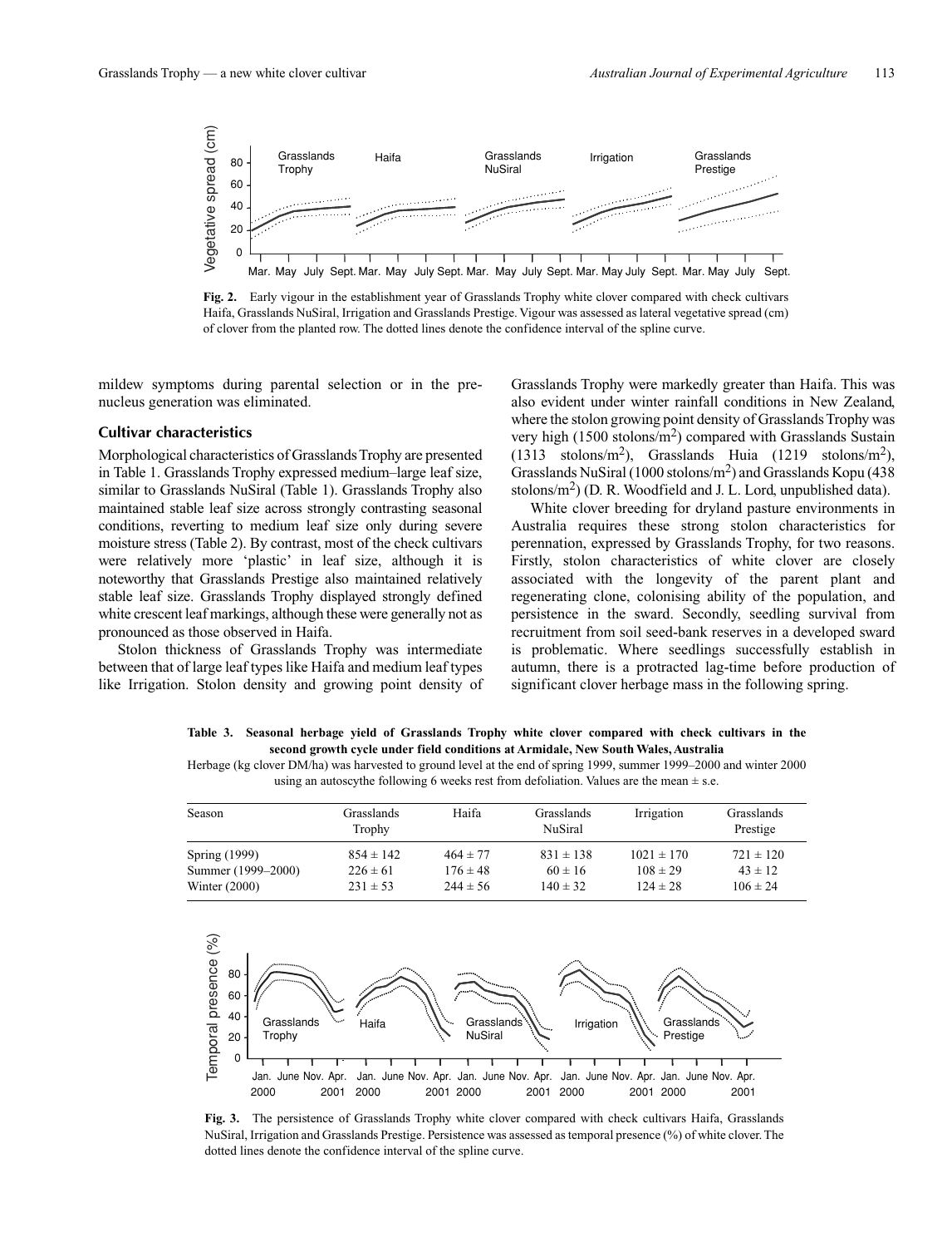**Fig. 2.** Early vigour in the establishment year of Grasslands Trophy white clover compared with check cultivars Haifa, Grasslands NuSiral, Irrigation and Grasslands Prestige. Vigour was assessed as lateral vegetative spread (cm) of clover from the planted row. The dotted lines denote the confidence interval of the spline curve.

mildew symptoms during parental selection or in the pre-nucleus generation was eliminated.

### Cultivar characteristics

Morphological characteristics of Grasslands Trophy are presented in Table 1. Grasslands Trophy expressed medium–large leaf size, similar to Grasslands NuSiral (Table 1). Grasslands Trophy also maintained stable leaf size across strongly contrasting seasonal conditions, reverting to medium leaf size only during severe moisture stress (Table 2). By contrast, most of the check cultivars were relatively more 'plastic' in leaf size, although it is noteworthy that Grasslands Prestige also maintained relatively stable leaf size. Grasslands Trophy displayed strongly defined white crescent leaf markings, although these were generally not as pronounced as those observed in Haifa.

Stolon thickness of Grasslands Trophy was intermediate between that of large leaf types like Haifa and medium leaf types like Irrigation. Stolon density and growing point density of Grasslands Trophy were markedly greater than Haifa. This was also evident under winter rainfall conditions in New Zealand, where the stolon growing point density of Grasslands Trophy was very high (1500 stolons/m$^2$) compared with Grasslands Sustain (1313 stolons/m$^2$), Grasslands Huia (1219 stolons/m$^2$), Grasslands NuSiral (1000 stolons/m$^2$) and Grasslands Kopu (438 stolons/m$^2$) (D. R. Woodfield and J. L. Lord, unpublished data).

White clover breeding for dryland pasture environments in Australia requires these strong stolon characteristics for perennation, expressed by Grasslands Trophy, for two reasons. Firstly, stolon characteristics of white clover are closely associated with the longevity of the parent plant and regenerating clone, colonising ability of the population, and persistence in the sward. Secondly, seedling survival from recruitment from soil seed-bank reserves in a developed sward is problematic. Where seedlings successfully establish in autumn, there is a protracted lag-time before production of significant clover herbage mass in the following spring.

**Table 3. Seasonal herbage yield of Grasslands Trophy white clover compared with check cultivars in the second growth cycle under field conditions at Armidale, New South Wales, Australia**

Herbage (kg clover DM/ha) was harvested to ground level at the end of spring 1999, summer 1999–2000 and winter 2000 using an autoscythe following 6 weeks rest from defoliation. Values are the mean ± s.e.

| Season | Grasslands Trophy | Haifa | Grasslands NuSiral | Irrigation | Grasslands Prestige |
|---|---|---|---|---|---|
| Spring (1999) | 854 ± 142 | 464 ± 77 | 831 ± 138 | 1021 ± 170 | 721 ± 120 |
| Summer (1999–2000) | 226 ± 61 | 176 ± 48 | 60 ± 16 | 108 ± 29 | 43 ± 12 |
| Winter (2000) | 231 ± 53 | 244 ± 56 | 140 ± 32 | 124 ± 28 | 106 ± 24 |

**Fig. 3.** The persistence of Grasslands Trophy white clover compared with check cultivars Haifa, Grasslands NuSiral, Irrigation and Grasslands Prestige. Persistence was assessed as temporal presence (%) of white clover. The dotted lines denote the confidence interval of the spline curve.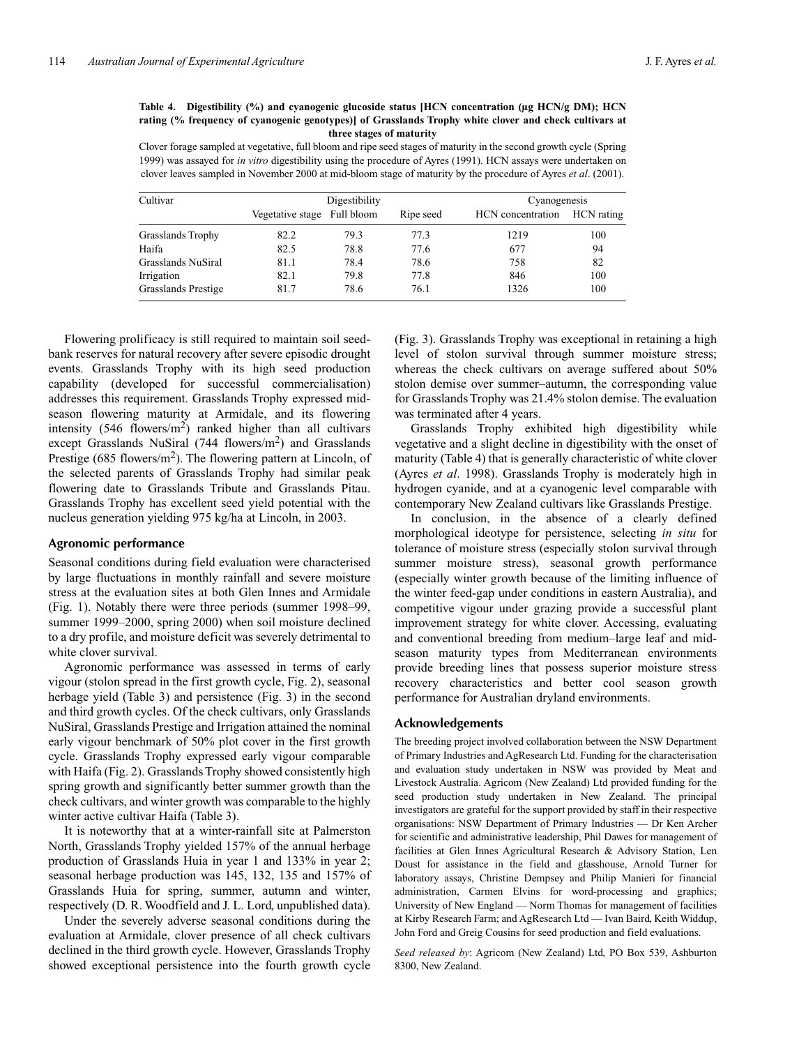**Table 4. Digestibility (%) and cyanogenic glucoside status [HCN concentration (μg HCN/g DM); HCN rating (% frequency of cyanogenic genotypes)] of Grasslands Trophy white clover and check cultivars at three stages of maturity**

Clover forage sampled at vegetative, full bloom and ripe seed stages of maturity in the second growth cycle (Spring 1999) was assayed for *in vitro* digestibility using the procedure of Ayres (1991). HCN assays were undertaken on clover leaves sampled in November 2000 at mid-bloom stage of maturity by the procedure of Ayres *et al*. (2001).

| Cultivar | Digestibility | | | Cyanogenesis | |
|---|---|---|---|---|---|
| | Vegetative stage | Full bloom | Ripe seed | HCN concentration | HCN rating |
| Grasslands Trophy | 82.2 | 79.3 | 77.3 | 1219 | 100 |
| Haifa | 82.5 | 78.8 | 77.6 | 677 | 94 |
| Grasslands NuSiral | 81.1 | 78.4 | 78.6 | 758 | 82 |
| Irrigation | 82.1 | 79.8 | 77.8 | 846 | 100 |
| Grasslands Prestige | 81.7 | 78.6 | 76.1 | 1326 | 100 |

Flowering prolificacy is still required to maintain soil seed-bank reserves for natural recovery after severe episodic drought events. Grasslands Trophy with its high seed production capability (developed for successful commercialisation) addresses this requirement. Grasslands Trophy expressed mid-season flowering maturity at Armidale, and its flowering intensity (546 flowers/m$^2$) ranked higher than all cultivars except Grasslands NuSiral (744 flowers/m$^2$) and Grasslands Prestige (685 flowers/m$^2$). The flowering pattern at Lincoln, of the selected parents of Grasslands Trophy had similar peak flowering date to Grasslands Tribute and Grasslands Pitau. Grasslands Trophy has excellent seed yield potential with the nucleus generation yielding 975 kg/ha at Lincoln, in 2003.

## Agronomic performance

Seasonal conditions during field evaluation were characterised by large fluctuations in monthly rainfall and severe moisture stress at the evaluation sites at both Glen Innes and Armidale (Fig. 1). Notably there were three periods (summer 1998–99, summer 1999–2000, spring 2000) when soil moisture declined to a dry profile, and moisture deficit was severely detrimental to white clover survival.

Agronomic performance was assessed in terms of early vigour (stolon spread in the first growth cycle, Fig. 2), seasonal herbage yield (Table 3) and persistence (Fig. 3) in the second and third growth cycles. Of the check cultivars, only Grasslands NuSiral, Grasslands Prestige and Irrigation attained the nominal early vigour benchmark of 50% plot cover in the first growth cycle. Grasslands Trophy expressed early vigour comparable with Haifa (Fig. 2). Grasslands Trophy showed consistently high spring growth and significantly better summer growth than the check cultivars, and winter growth was comparable to the highly winter active cultivar Haifa (Table 3).

It is noteworthy that at a winter-rainfall site at Palmerston North, Grasslands Trophy yielded 157% of the annual herbage production of Grasslands Huia in year 1 and 133% in year 2; seasonal herbage production was 145, 132, 135 and 157% of Grasslands Huia for spring, summer, autumn and winter, respectively (D. R. Woodfield and J. L. Lord, unpublished data).

Under the severely adverse seasonal conditions during the evaluation at Armidale, clover presence of all check cultivars declined in the third growth cycle. However, Grasslands Trophy showed exceptional persistence into the fourth growth cycle (Fig. 3). Grasslands Trophy was exceptional in retaining a high level of stolon survival through summer moisture stress; whereas the check cultivars on average suffered about 50% stolon demise over summer–autumn, the corresponding value for Grasslands Trophy was 21.4% stolon demise. The evaluation was terminated after 4 years.

Grasslands Trophy exhibited high digestibility while vegetative and a slight decline in digestibility with the onset of maturity (Table 4) that is generally characteristic of white clover (Ayres *et al*. 1998). Grasslands Trophy is moderately high in hydrogen cyanide, and at a cyanogenic level comparable with contemporary New Zealand cultivars like Grasslands Prestige.

In conclusion, in the absence of a clearly defined morphological ideotype for persistence, selecting *in situ* for tolerance of moisture stress (especially stolon survival through summer moisture stress), seasonal growth performance (especially winter growth because of the limiting influence of the winter feed-gap under conditions in eastern Australia), and competitive vigour under grazing provide a successful plant improvement strategy for white clover. Accessing, evaluating and conventional breeding from medium–large leaf and mid-season maturity types from Mediterranean environments provide breeding lines that possess superior moisture stress recovery characteristics and better cool season growth performance for Australian dryland environments.

## Acknowledgements

The breeding project involved collaboration between the NSW Department of Primary Industries and AgResearch Ltd. Funding for the characterisation and evaluation study undertaken in NSW was provided by Meat and Livestock Australia. Agricom (New Zealand) Ltd provided funding for the seed production study undertaken in New Zealand. The principal investigators are grateful for the support provided by staff in their respective organisations: NSW Department of Primary Industries — Dr Ken Archer for scientific and administrative leadership, Phil Dawes for management of facilities at Glen Innes Agricultural Research & Advisory Station, Len Doust for assistance in the field and glasshouse, Arnold Turner for laboratory assays, Christine Dempsey and Philip Manieri for financial administration, Carmen Elvins for word-processing and graphics; University of New England — Norm Thomas for management of facilities at Kirby Research Farm; and AgResearch Ltd — Ivan Baird, Keith Widdup, John Ford and Greig Cousins for seed production and field evaluations.

*Seed released by*: Agricom (New Zealand) Ltd, PO Box 539, Ashburton 8300, New Zealand.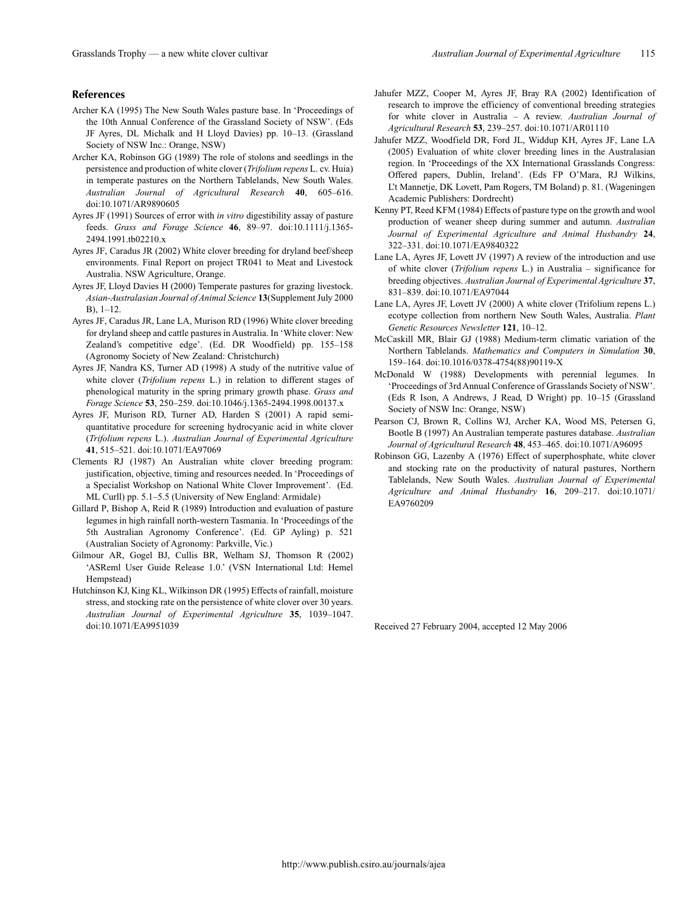## References

Archer KA (1995) The New South Wales pasture base. In 'Proceedings of the 10th Annual Conference of the Grassland Society of NSW'. (Eds JF Ayres, DL Michalk and H Lloyd Davies) pp. 10–13. (Grassland Society of NSW Inc.: Orange, NSW)

Archer KA, Robinson GG (1989) The role of stolons and seedlings in the persistence and production of white clover (*Trifolium repens* L. cv. Huia) in temperate pastures on the Northern Tablelands, New South Wales. *Australian Journal of Agricultural Research* **40**, 605–616. doi:10.1071/AR9890605

Ayres JF (1991) Sources of error with *in vitro* digestibility assay of pasture feeds. *Grass and Forage Science* **46**, 89–97. doi:10.1111/j.1365-2494.1991.tb02210.x

Ayres JF, Caradus JR (2002) White clover breeding for dryland beef/sheep environments. Final Report on project TR041 to Meat and Livestock Australia. NSW Agriculture, Orange.

Ayres JF, Lloyd Davies H (2000) Temperate pastures for grazing livestock. *Asian-Australasian Journal of Animal Science* **13**(Supplement July 2000 B), 1–12.

Ayres JF, Caradus JR, Lane LA, Murison RD (1996) White clover breeding for dryland sheep and cattle pastures in Australia. In 'White clover: New Zealand's competitive edge'. (Ed. DR Woodfield) pp. 155–158 (Agronomy Society of New Zealand: Christchurch)

Ayres JF, Nandra KS, Turner AD (1998) A study of the nutritive value of white clover (*Trifolium repens* L.) in relation to different stages of phenological maturity in the spring primary growth phase. *Grass and Forage Science* **53**, 250–259. doi:10.1046/j.1365-2494.1998.00137.x

Ayres JF, Murison RD, Turner AD, Harden S (2001) A rapid semi-quantitative procedure for screening hydrocyanic acid in white clover (*Trifolium repens* L.). *Australian Journal of Experimental Agriculture* **41**, 515–521. doi:10.1071/EA97069

Clements RJ (1987) An Australian white clover breeding program: justification, objective, timing and resources needed. In 'Proceedings of a Specialist Workshop on National White Clover Improvement'. (Ed. ML Curll) pp. 5.1–5.5 (University of New England: Armidale)

Gillard P, Bishop A, Reid R (1989) Introduction and evaluation of pasture legumes in high rainfall north-western Tasmania. In 'Proceedings of the 5th Australian Agronomy Conference'. (Ed. GP Ayling) p. 521 (Australian Society of Agronomy: Parkville, Vic.)

Gilmour AR, Gogel BJ, Cullis BR, Welham SJ, Thomson R (2002) 'ASReml User Guide Release 1.0.' (VSN International Ltd: Hemel Hempstead)

Hutchinson KJ, King KL, Wilkinson DR (1995) Effects of rainfall, moisture stress, and stocking rate on the persistence of white clover over 30 years. *Australian Journal of Experimental Agriculture* **35**, 1039–1047. doi:10.1071/EA9951039

Jahufer MZZ, Cooper M, Ayres JF, Bray RA (2002) Identification of research to improve the efficiency of conventional breeding strategies for white clover in Australia – A review. *Australian Journal of Agricultural Research* **53**, 239–257. doi:10.1071/AR01110

Jahufer MZZ, Woodfield DR, Ford JL, Widdup KH, Ayres JF, Lane LA (2005) Evaluation of white clover breeding lines in the Australasian region. In 'Proceedings of the XX International Grasslands Congress: Offered papers, Dublin, Ireland'. (Eds FP O'Mara, RJ Wilkins, L't Mannetje, DK Lovett, Pam Rogers, TM Boland) p. 81. (Wageningen Academic Publishers: Dordrecht)

Kenny PT, Reed KFM (1984) Effects of pasture type on the growth and wool production of weaner sheep during summer and autumn. *Australian Journal of Experimental Agriculture and Animal Husbandry* **24**, 322–331. doi:10.1071/EA9840322

Lane LA, Ayres JF, Lovett JV (1997) A review of the introduction and use of white clover (*Trifolium repens* L.) in Australia – significance for breeding objectives. *Australian Journal of Experimental Agriculture* **37**, 831–839. doi:10.1071/EA97044

Lane LA, Ayres JF, Lovett JV (2000) A white clover (Trifolium repens L.) ecotype collection from northern New South Wales, Australia. *Plant Genetic Resources Newsletter* **121**, 10–12.

McCaskill MR, Blair GJ (1988) Medium-term climatic variation of the Northern Tablelands. *Mathematics and Computers in Simulation* **30**, 159–164. doi:10.1016/0378-4754(88)90119-X

McDonald W (1988) Developments with perennial legumes. In 'Proceedings of 3rd Annual Conference of Grasslands Society of NSW'. (Eds R Ison, A Andrews, J Read, D Wright) pp. 10–15 (Grassland Society of NSW Inc: Orange, NSW)

Pearson CJ, Brown R, Collins WJ, Archer KA, Wood MS, Petersen G, Bootle B (1997) An Australian temperate pastures database. *Australian Journal of Agricultural Research* **48**, 453–465. doi:10.1071/A96095

Robinson GG, Lazenby A (1976) Effect of superphosphate, white clover and stocking rate on the productivity of natural pastures, Northern Tablelands, New South Wales. *Australian Journal of Experimental Agriculture and Animal Husbandry* **16**, 209–217. doi:10.1071/EA9760209

Received 27 February 2004, accepted 12 May 2006